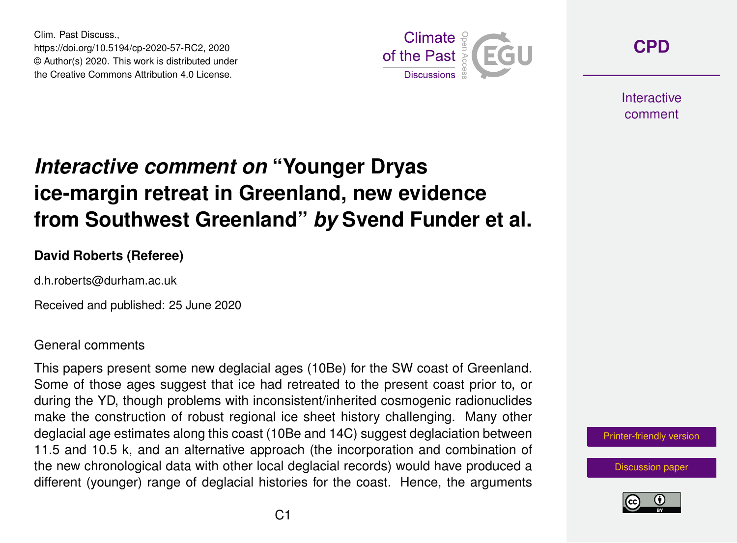Clim. Past Discuss.,
https://doi.org/10.5194/cp-2020-57-RC2, 2020
© Author(s) 2020. This work is distributed under
the Creative Commons Attribution 4.0 License.

# *Interactive comment on* "Younger Dryas ice-margin retreat in Greenland, new evidence from Southwest Greenland" *by* Svend Funder et al.

**David Roberts (Referee)**

d.h.roberts@durham.ac.uk

Received and published: 25 June 2020

General comments

This papers present some new deglacial ages (10Be) for the SW coast of Greenland. Some of those ages suggest that ice had retreated to the present coast prior to, or during the YD, though problems with inconsistent/inherited cosmogenic radionuclides make the construction of robust regional ice sheet history challenging. Many other deglacial age estimates along this coast (10Be and 14C) suggest deglaciation between 11.5 and 10.5 k, and an alternative approach (the incorporation and combination of the new chronological data with other local deglacial records) would have produced a different (younger) range of deglacial histories for the coast. Hence, the arguments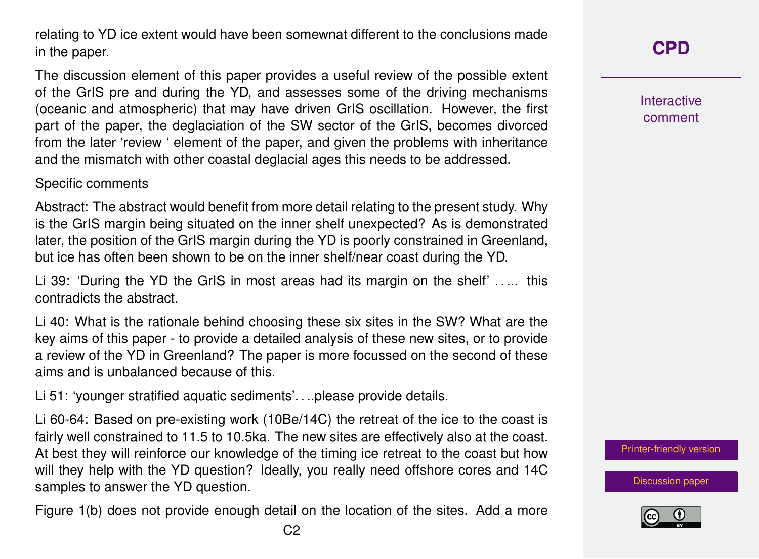relating to YD ice extent would have been somewnat different to the conclusions made in the paper.

The discussion element of this paper provides a useful review of the possible extent of the GrIS pre and during the YD, and assesses some of the driving mechanisms (oceanic and atmospheric) that may have driven GrIS oscillation. However, the first part of the paper, the deglaciation of the SW sector of the GrIS, becomes divorced from the later 'review ' element of the paper, and given the problems with inheritance and the mismatch with other coastal deglacial ages this needs to be addressed.

Specific comments

Abstract: The abstract would benefit from more detail relating to the present study. Why is the GrIS margin being situated on the inner shelf unexpected? As is demonstrated later, the position of the GrIS margin during the YD is poorly constrained in Greenland, but ice has often been shown to be on the inner shelf/near coast during the YD.

Li 39: 'During the YD the GrIS in most areas had its margin on the shelf' ….. this contradicts the abstract.

Li 40: What is the rationale behind choosing these six sites in the SW? What are the key aims of this paper - to provide a detailed analysis of these new sites, or to provide a review of the YD in Greenland? The paper is more focussed on the second of these aims and is unbalanced because of this.

Li 51: 'younger stratified aquatic sediments'….please provide details.

Li 60-64: Based on pre-existing work (10Be/14C) the retreat of the ice to the coast is fairly well constrained to 11.5 to 10.5ka. The new sites are effectively also at the coast. At best they will reinforce our knowledge of the timing ice retreat to the coast but how will they help with the YD question? Ideally, you really need offshore cores and 14C samples to answer the YD question.

Figure 1(b) does not provide enough detail on the location of the sites. Add a more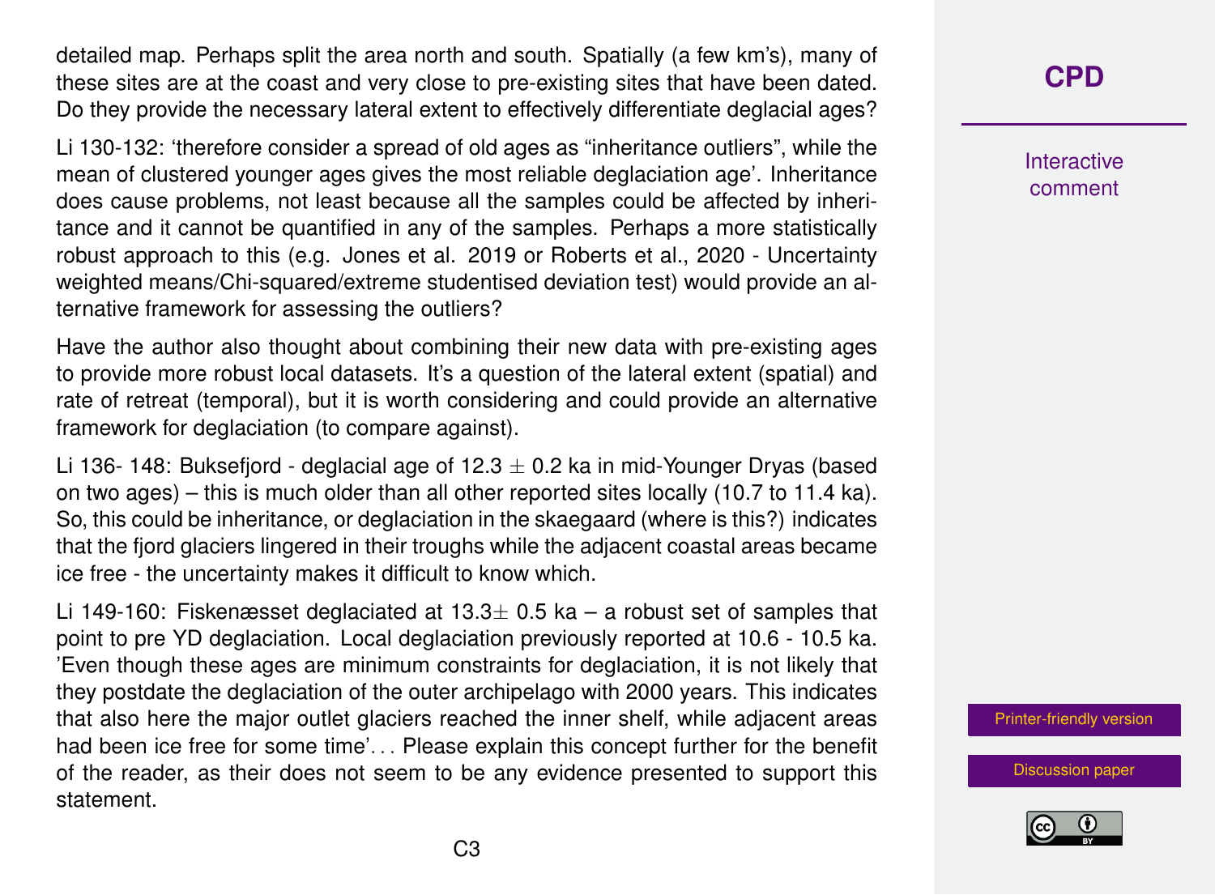detailed map. Perhaps split the area north and south. Spatially (a few km's), many of these sites are at the coast and very close to pre-existing sites that have been dated. Do they provide the necessary lateral extent to effectively differentiate deglacial ages?

Li 130-132: 'therefore consider a spread of old ages as "inheritance outliers", while the mean of clustered younger ages gives the most reliable deglaciation age'. Inheritance does cause problems, not least because all the samples could be affected by inheritance and it cannot be quantified in any of the samples. Perhaps a more statistically robust approach to this (e.g. Jones et al. 2019 or Roberts et al., 2020 - Uncertainty weighted means/Chi-squared/extreme studentised deviation test) would provide an alternative framework for assessing the outliers?

Have the author also thought about combining their new data with pre-existing ages to provide more robust local datasets. It's a question of the lateral extent (spatial) and rate of retreat (temporal), but it is worth considering and could provide an alternative framework for deglaciation (to compare against).

Li 136- 148: Buksefjord - deglacial age of 12.3 $\pm$ 0.2 ka in mid-Younger Dryas (based on two ages) – this is much older than all other reported sites locally (10.7 to 11.4 ka). So, this could be inheritance, or deglaciation in the skaegaard (where is this?) indicates that the fjord glaciers lingered in their troughs while the adjacent coastal areas became ice free - the uncertainty makes it difficult to know which.

Li 149-160: Fiskenæsset deglaciated at 13.3$\pm$ 0.5 ka – a robust set of samples that point to pre YD deglaciation. Local deglaciation previously reported at 10.6 - 10.5 ka. 'Even though these ages are minimum constraints for deglaciation, it is not likely that they postdate the deglaciation of the outer archipelago with 2000 years. This indicates that also here the major outlet glaciers reached the inner shelf, while adjacent areas had been ice free for some time'. . . Please explain this concept further for the benefit of the reader, as their does not seem to be any evidence presented to support this statement.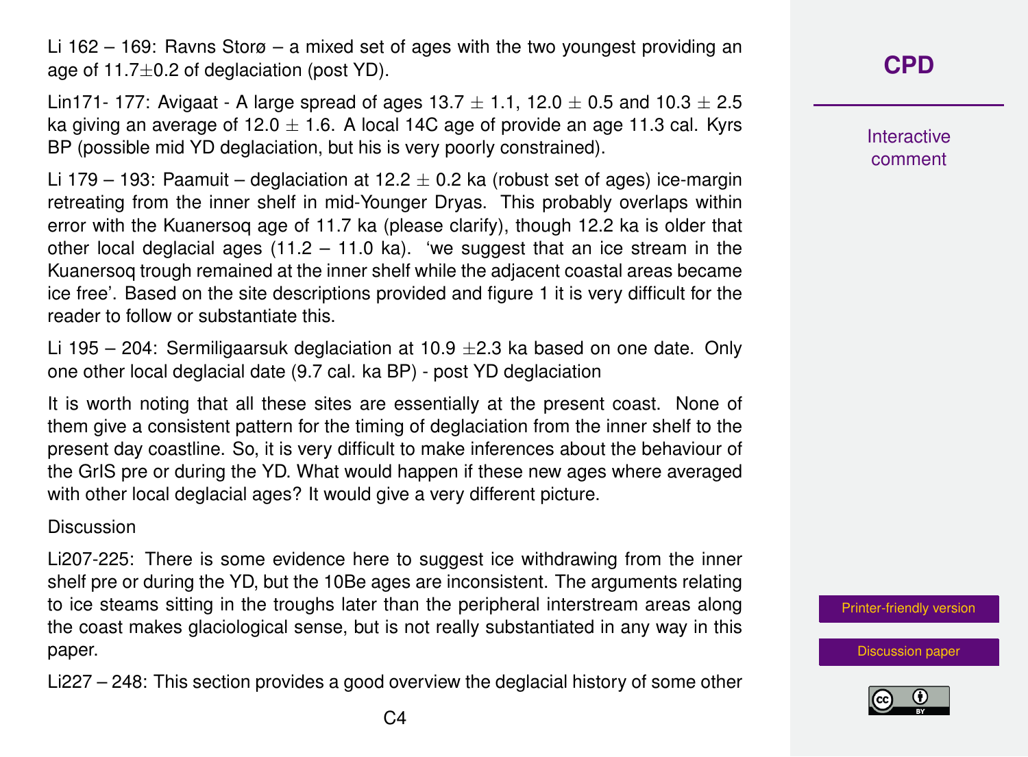Li 162 – 169: Ravns Storø – a mixed set of ages with the two youngest providing an age of 11.7±0.2 of deglaciation (post YD).

Lin171- 177: Avigaat - A large spread of ages 13.7 ± 1.1, 12.0 ± 0.5 and 10.3 ± 2.5 ka giving an average of 12.0 ± 1.6. A local 14C age of provide an age 11.3 cal. Kyrs BP (possible mid YD deglaciation, but his is very poorly constrained).

Li 179 – 193: Paamuit – deglaciation at 12.2 ± 0.2 ka (robust set of ages) ice-margin retreating from the inner shelf in mid-Younger Dryas. This probably overlaps within error with the Kuanersoq age of 11.7 ka (please clarify), though 12.2 ka is older that other local deglacial ages (11.2 – 11.0 ka). 'we suggest that an ice stream in the Kuanersoq trough remained at the inner shelf while the adjacent coastal areas became ice free'. Based on the site descriptions provided and figure 1 it is very difficult for the reader to follow or substantiate this.

Li 195 – 204: Sermiligaarsuk deglaciation at 10.9 ±2.3 ka based on one date. Only one other local deglacial date (9.7 cal. ka BP) - post YD deglaciation

It is worth noting that all these sites are essentially at the present coast. None of them give a consistent pattern for the timing of deglaciation from the inner shelf to the present day coastline. So, it is very difficult to make inferences about the behaviour of the GrIS pre or during the YD. What would happen if these new ages where averaged with other local deglacial ages? It would give a very different picture.

Discussion

Li207-225: There is some evidence here to suggest ice withdrawing from the inner shelf pre or during the YD, but the 10Be ages are inconsistent. The arguments relating to ice steams sitting in the troughs later than the peripheral interstream areas along the coast makes glaciological sense, but is not really substantiated in any way in this paper.

Li227 – 248: This section provides a good overview the deglacial history of some other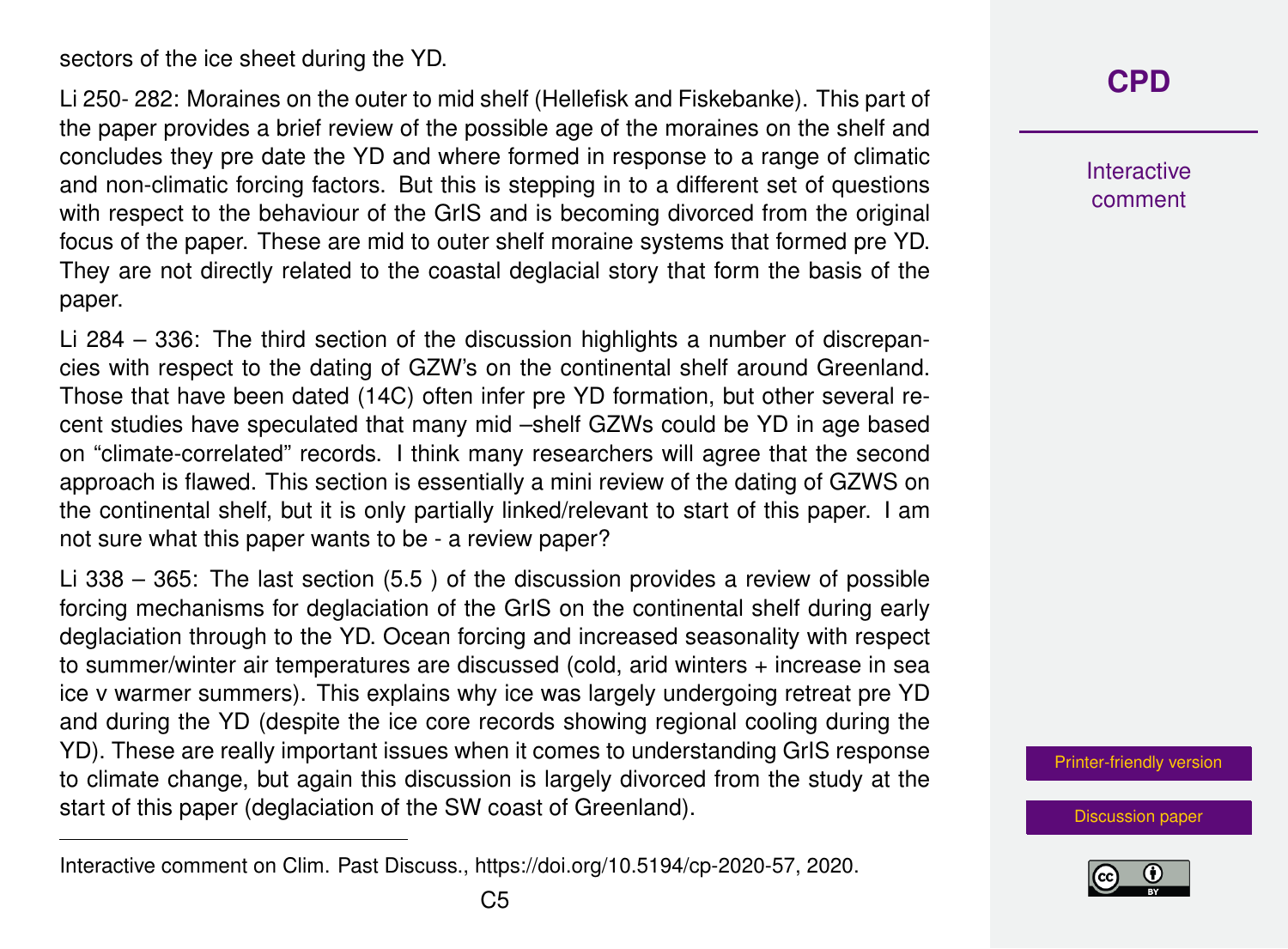sectors of the ice sheet during the YD.

Li 250- 282: Moraines on the outer to mid shelf (Hellefisk and Fiskebanke). This part of the paper provides a brief review of the possible age of the moraines on the shelf and concludes they pre date the YD and where formed in response to a range of climatic and non-climatic forcing factors. But this is stepping in to a different set of questions with respect to the behaviour of the GrIS and is becoming divorced from the original focus of the paper. These are mid to outer shelf moraine systems that formed pre YD. They are not directly related to the coastal deglacial story that form the basis of the paper.

Li 284 – 336: The third section of the discussion highlights a number of discrepancies with respect to the dating of GZW's on the continental shelf around Greenland. Those that have been dated (14C) often infer pre YD formation, but other several recent studies have speculated that many mid –shelf GZWs could be YD in age based on "climate-correlated" records. I think many researchers will agree that the second approach is flawed. This section is essentially a mini review of the dating of GZWS on the continental shelf, but it is only partially linked/relevant to start of this paper. I am not sure what this paper wants to be - a review paper?

Li 338 – 365: The last section (5.5 ) of the discussion provides a review of possible forcing mechanisms for deglaciation of the GrIS on the continental shelf during early deglaciation through to the YD. Ocean forcing and increased seasonality with respect to summer/winter air temperatures are discussed (cold, arid winters + increase in sea ice v warmer summers). This explains why ice was largely undergoing retreat pre YD and during the YD (despite the ice core records showing regional cooling during the YD). These are really important issues when it comes to understanding GrIS response to climate change, but again this discussion is largely divorced from the study at the start of this paper (deglaciation of the SW coast of Greenland).

Interactive comment on Clim. Past Discuss., https://doi.org/10.5194/cp-2020-57, 2020.